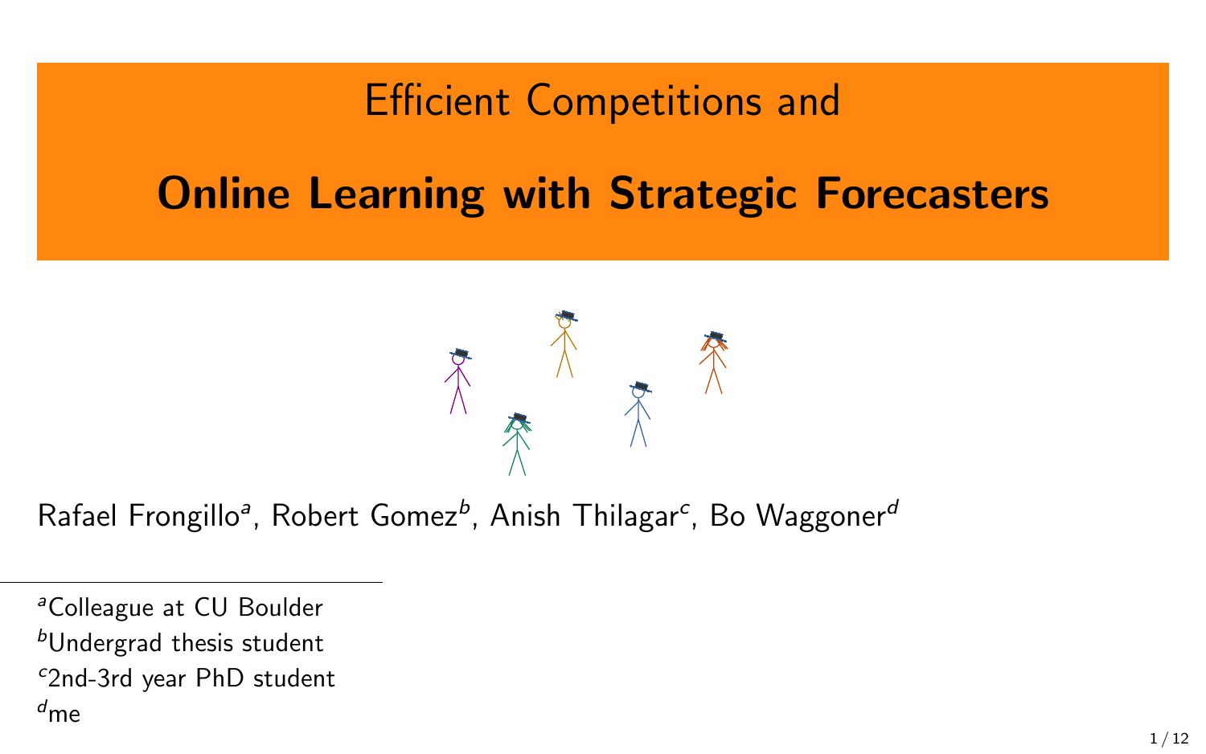# Efficient Competitions and

# **Online Learning with Strategic Forecasters**

Rafael Frongillo[a], Robert Gomez[b], Anish Thilagar[c], Bo Waggoner[d]

[a]Colleague at CU Boulder
[b]Undergrad thesis student
[c]2nd-3rd year PhD student
[d]me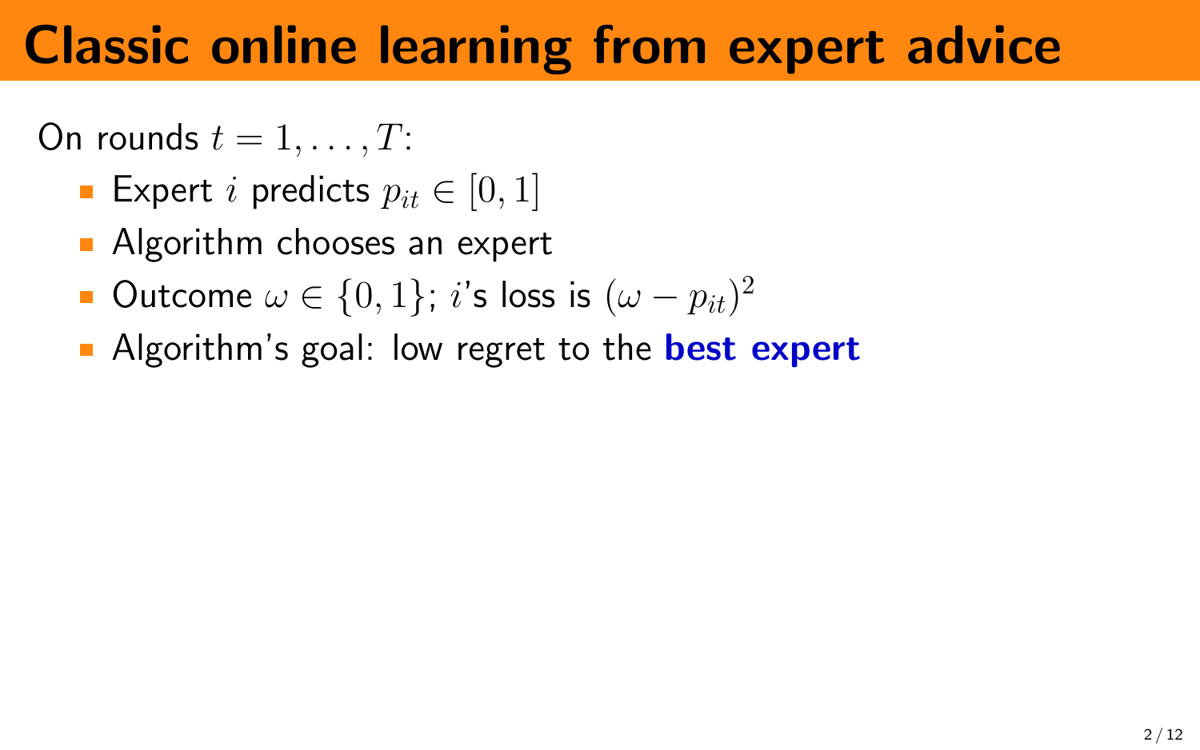# Classic online learning from expert advice

On rounds $t = 1, \ldots, T$:

- Expert $i$ predicts $p_{it} \in [0, 1]$
- Algorithm chooses an expert
- Outcome $\omega \in \{0, 1\}$; $i$'s loss is $(\omega - p_{it})^2$
- Algorithm's goal: low regret to the **best expert**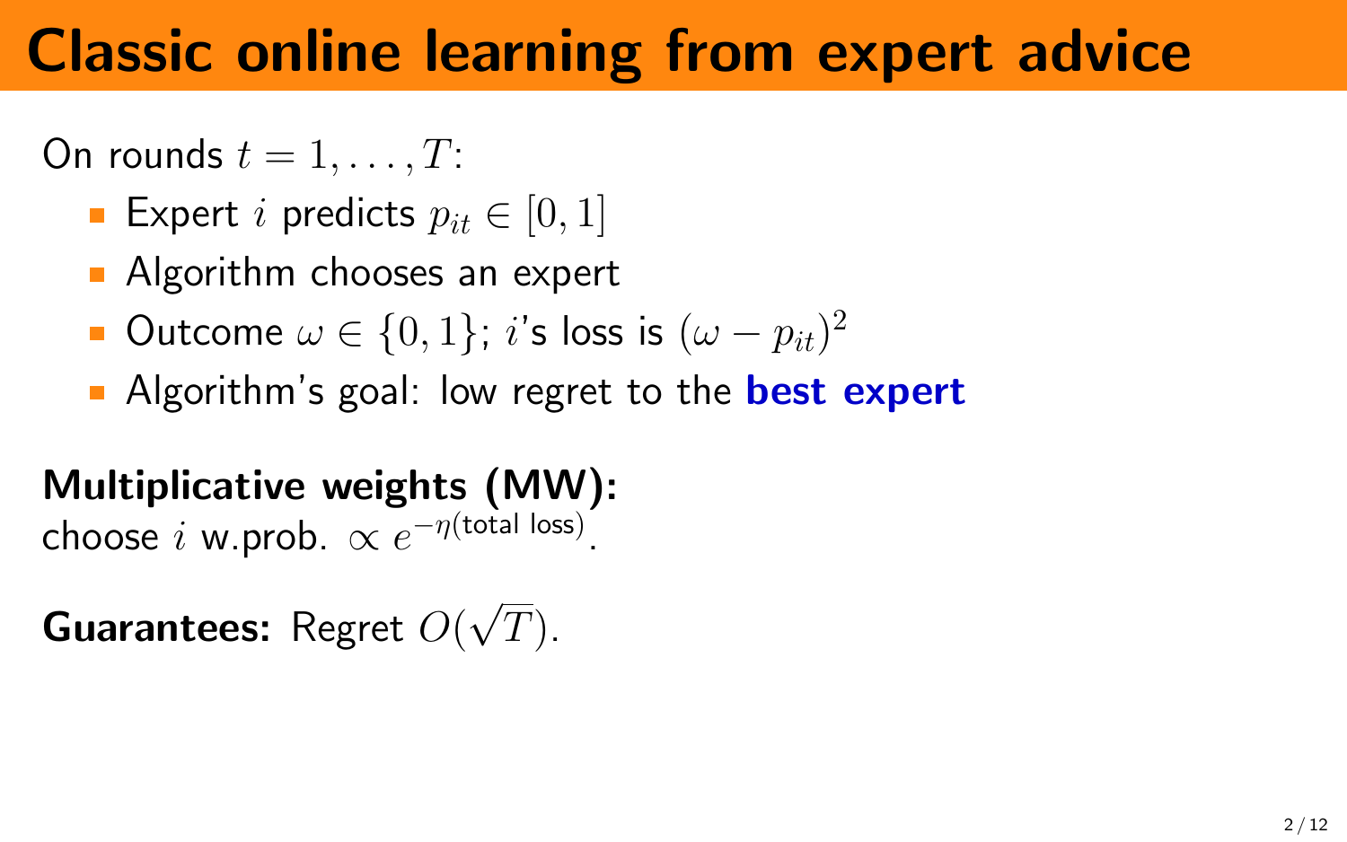# Classic online learning from expert advice

On rounds $t = 1, \ldots, T$:

- Expert $i$ predicts $p_{it} \in [0, 1]$
- Algorithm chooses an expert
- Outcome $\omega \in \{0, 1\}$; $i$'s loss is $(\omega - p_{it})^2$
- Algorithm's goal: low regret to the **best expert**

**Multiplicative weights (MW):**
choose $i$ w.prob. $\propto e^{-\eta(\text{total loss})}$.

**Guarantees:** Regret $O(\sqrt{T})$.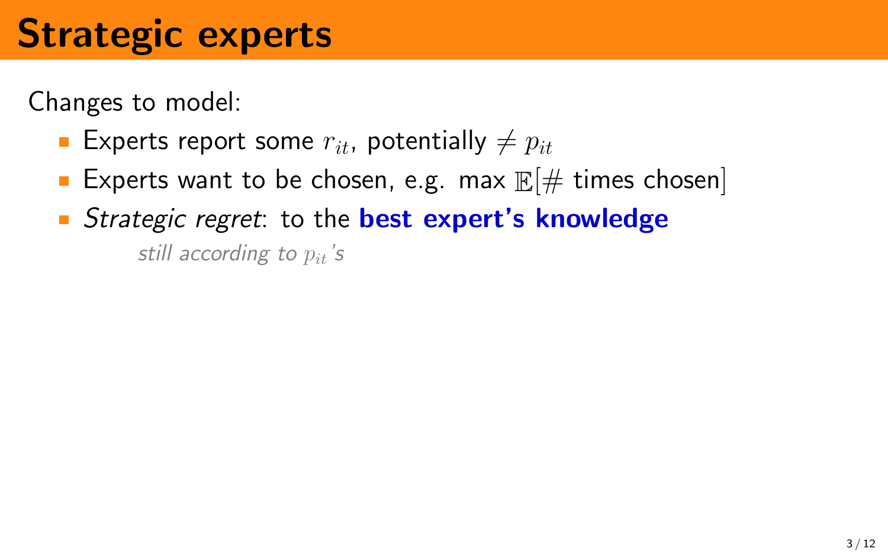# Strategic experts

Changes to model:

- Experts report some $r_{it}$, potentially $\neq p_{it}$
- Experts want to be chosen, e.g. max $\mathbb{E}[\#$ times chosen$]$
- *Strategic regret*: to the **best expert's knowledge**

  *still according to $p_{it}$'s*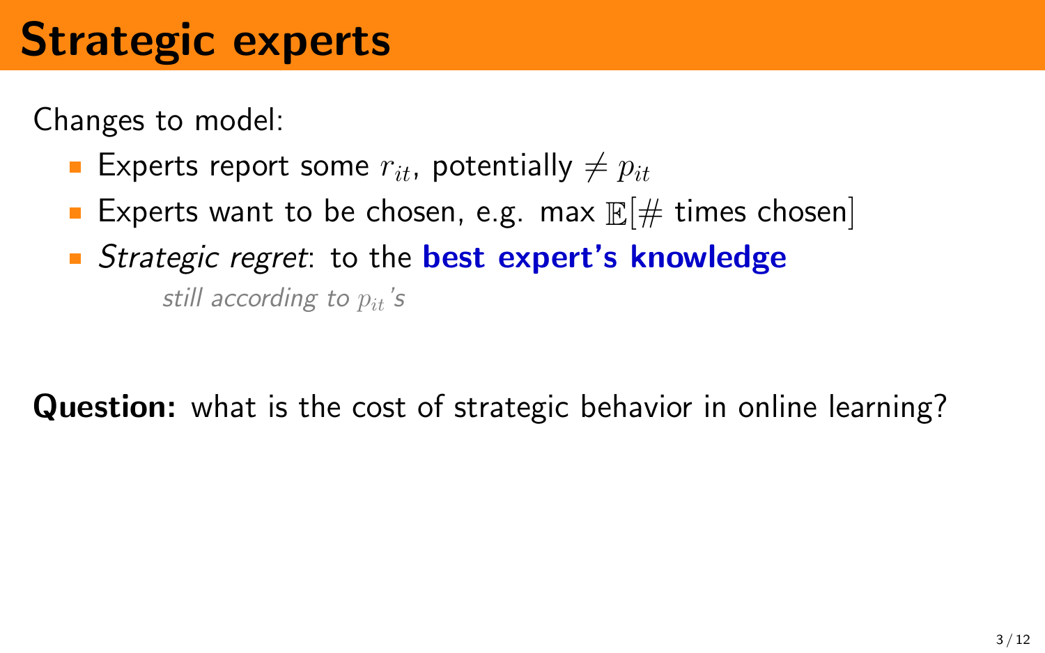# Strategic experts

Changes to model:

- Experts report some $r_{it}$, potentially $\neq p_{it}$
- Experts want to be chosen, e.g. max $\mathbb{E}[\#$ times chosen$]$
- *Strategic regret*: to the **best expert's knowledge**

  *still according to $p_{it}$'s*

**Question:** what is the cost of strategic behavior in online learning?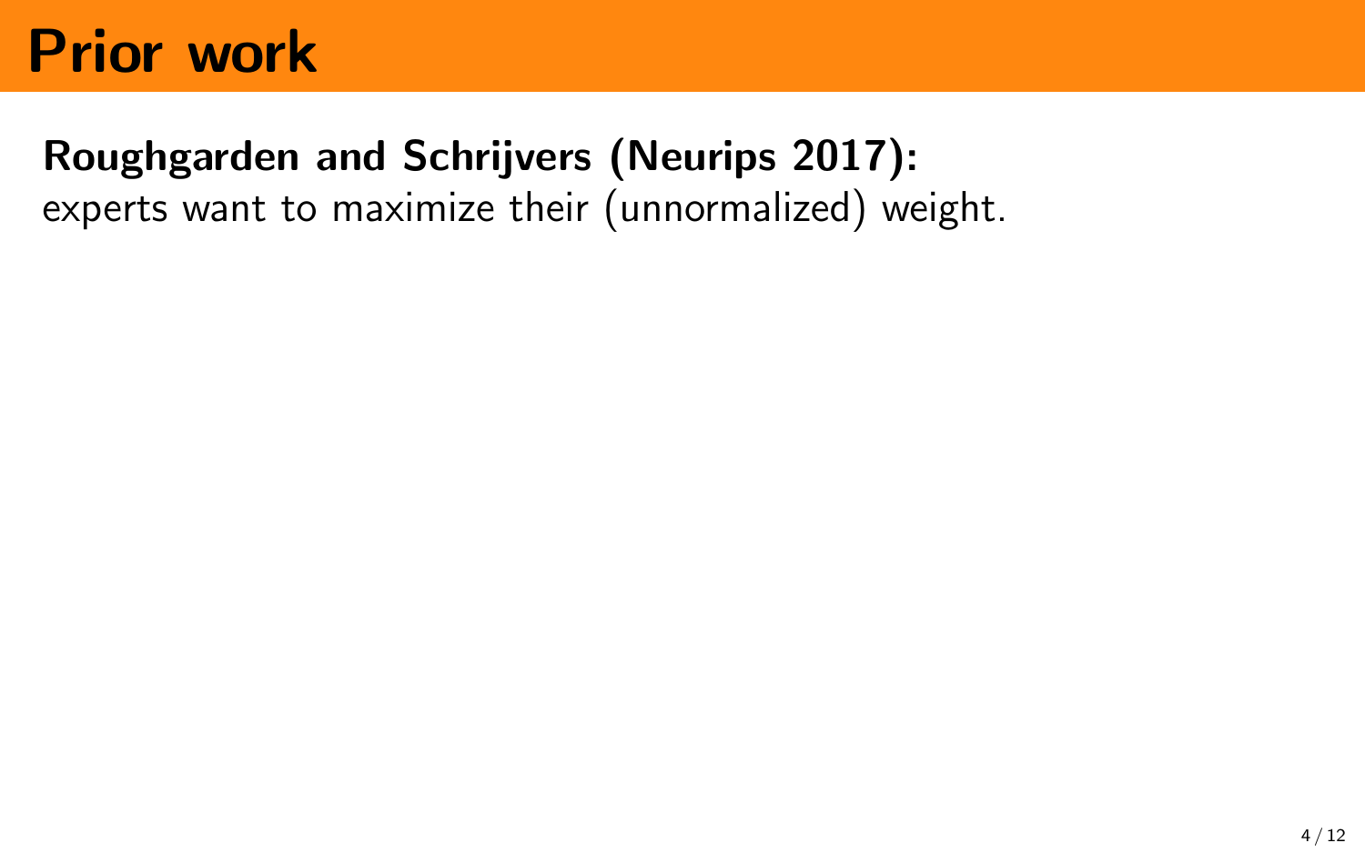# Prior work

**Roughgarden and Schrijvers (Neurips 2017):**
experts want to maximize their (unnormalized) weight.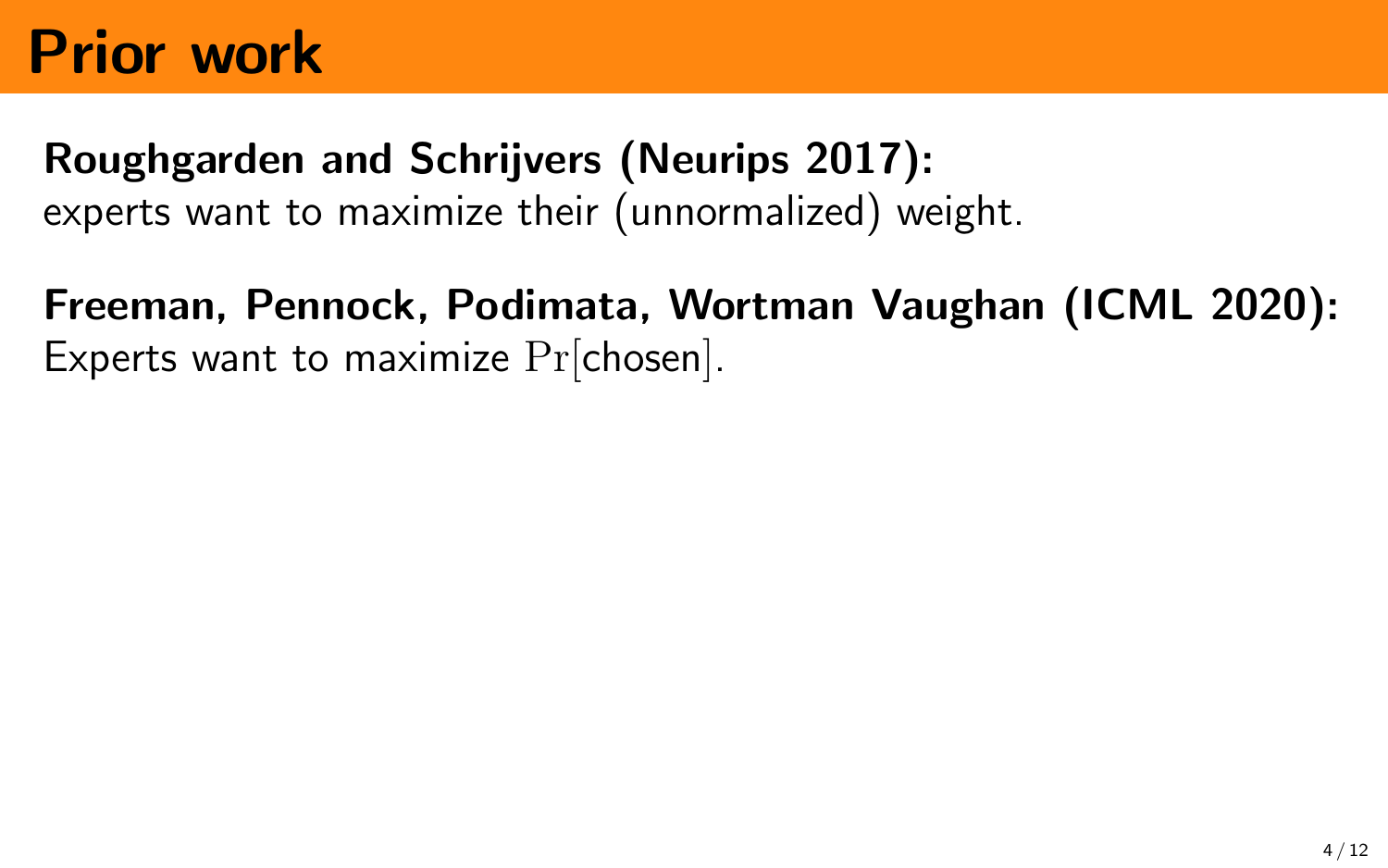# Prior work

**Roughgarden and Schrijvers (Neurips 2017):**
experts want to maximize their (unnormalized) weight.

**Freeman, Pennock, Podimata, Wortman Vaughan (ICML 2020):**
Experts want to maximize $\Pr[\text{chosen}]$.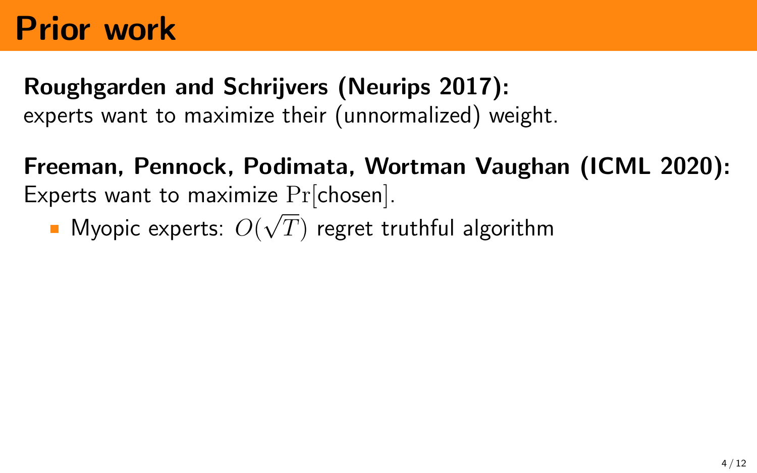# Prior work

**Roughgarden and Schrijvers (Neurips 2017):**
experts want to maximize their (unnormalized) weight.

**Freeman, Pennock, Podimata, Wortman Vaughan (ICML 2020):**
Experts want to maximize $\Pr[\text{chosen}]$.

- Myopic experts: $O(\sqrt{T})$ regret truthful algorithm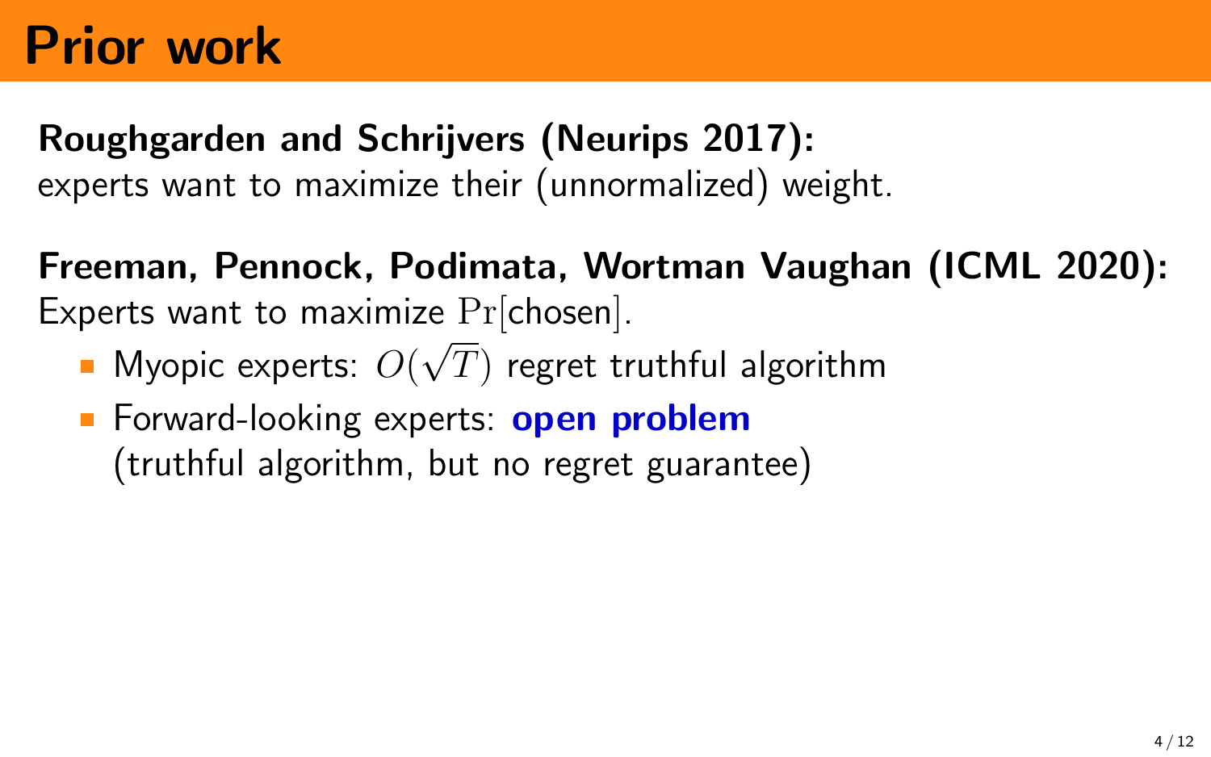# Prior work

**Roughgarden and Schrijvers (Neurips 2017):**
experts want to maximize their (unnormalized) weight.

**Freeman, Pennock, Podimata, Wortman Vaughan (ICML 2020):**
Experts want to maximize $\Pr[\text{chosen}]$.

- Myopic experts: $O(\sqrt{T})$ regret truthful algorithm
- Forward-looking experts: **open problem**
  (truthful algorithm, but no regret guarantee)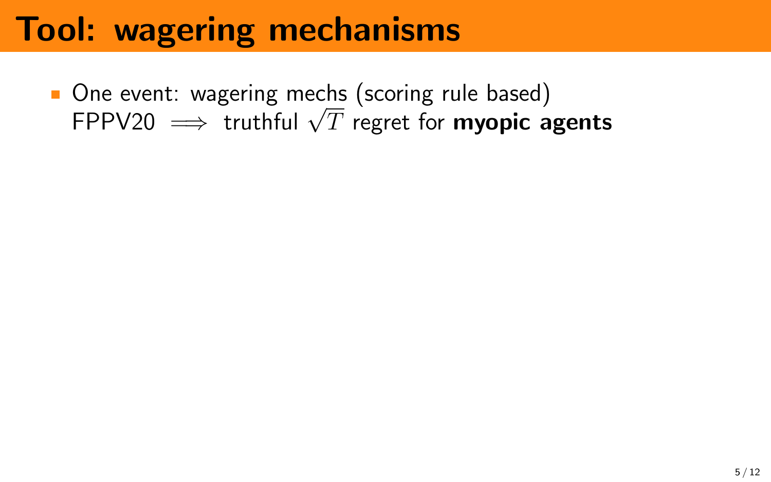# Tool: wagering mechanisms

- One event: wagering mechs (scoring rule based) FPPV20 $\implies$ truthful $\sqrt{T}$ regret for **myopic agents**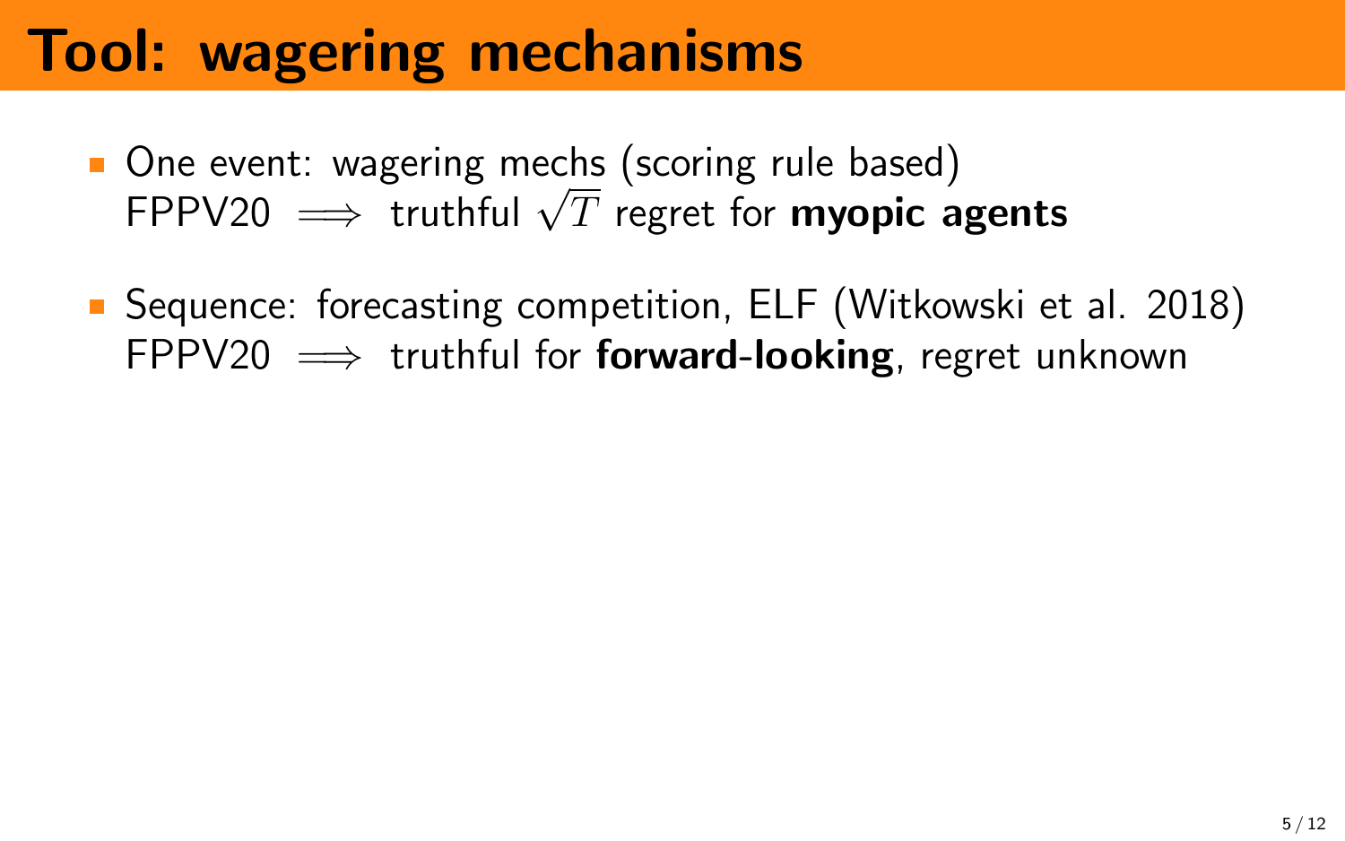# Tool: wagering mechanisms

- One event: wagering mechs (scoring rule based)
  FPPV20 $\implies$ truthful $\sqrt{T}$ regret for **myopic agents**
- Sequence: forecasting competition, ELF (Witkowski et al. 2018)
  FPPV20 $\implies$ truthful for **forward-looking**, regret unknown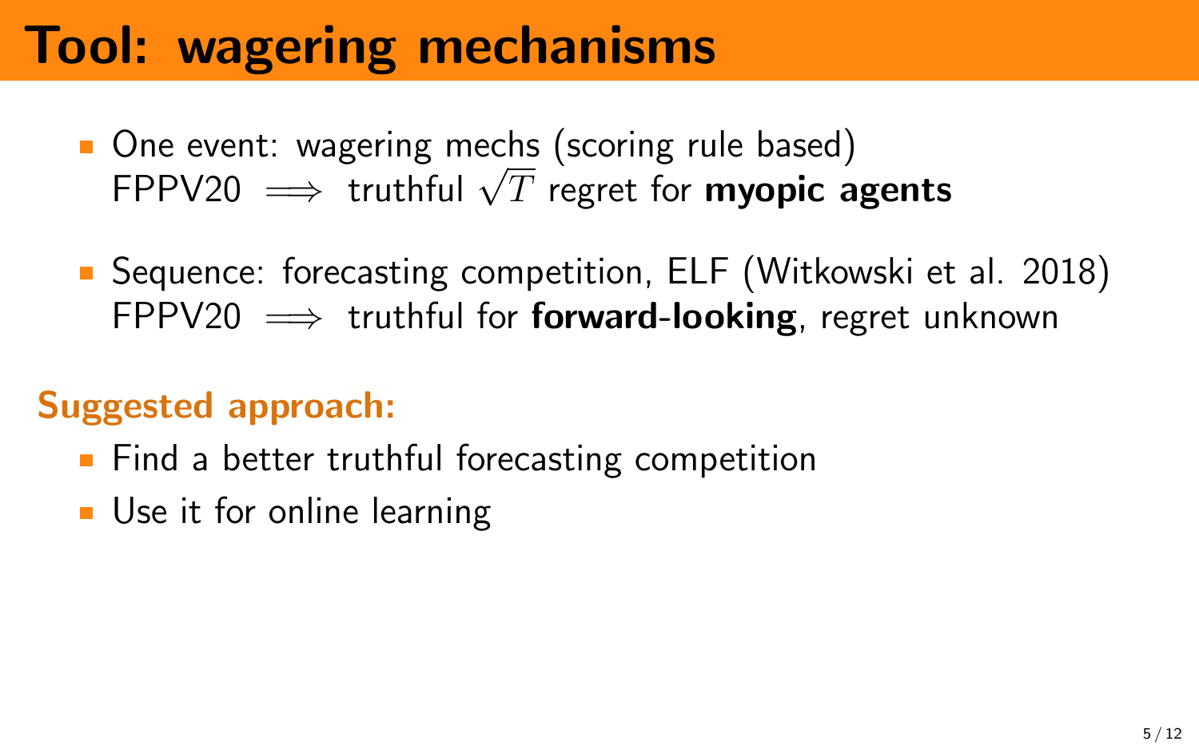# Tool: wagering mechanisms

- One event: wagering mechs (scoring rule based)
  FPPV20 $\implies$ truthful $\sqrt{T}$ regret for **myopic agents**
- Sequence: forecasting competition, ELF (Witkowski et al. 2018)
  FPPV20 $\implies$ truthful for **forward-looking**, regret unknown

## Suggested approach:

- Find a better truthful forecasting competition
- Use it for online learning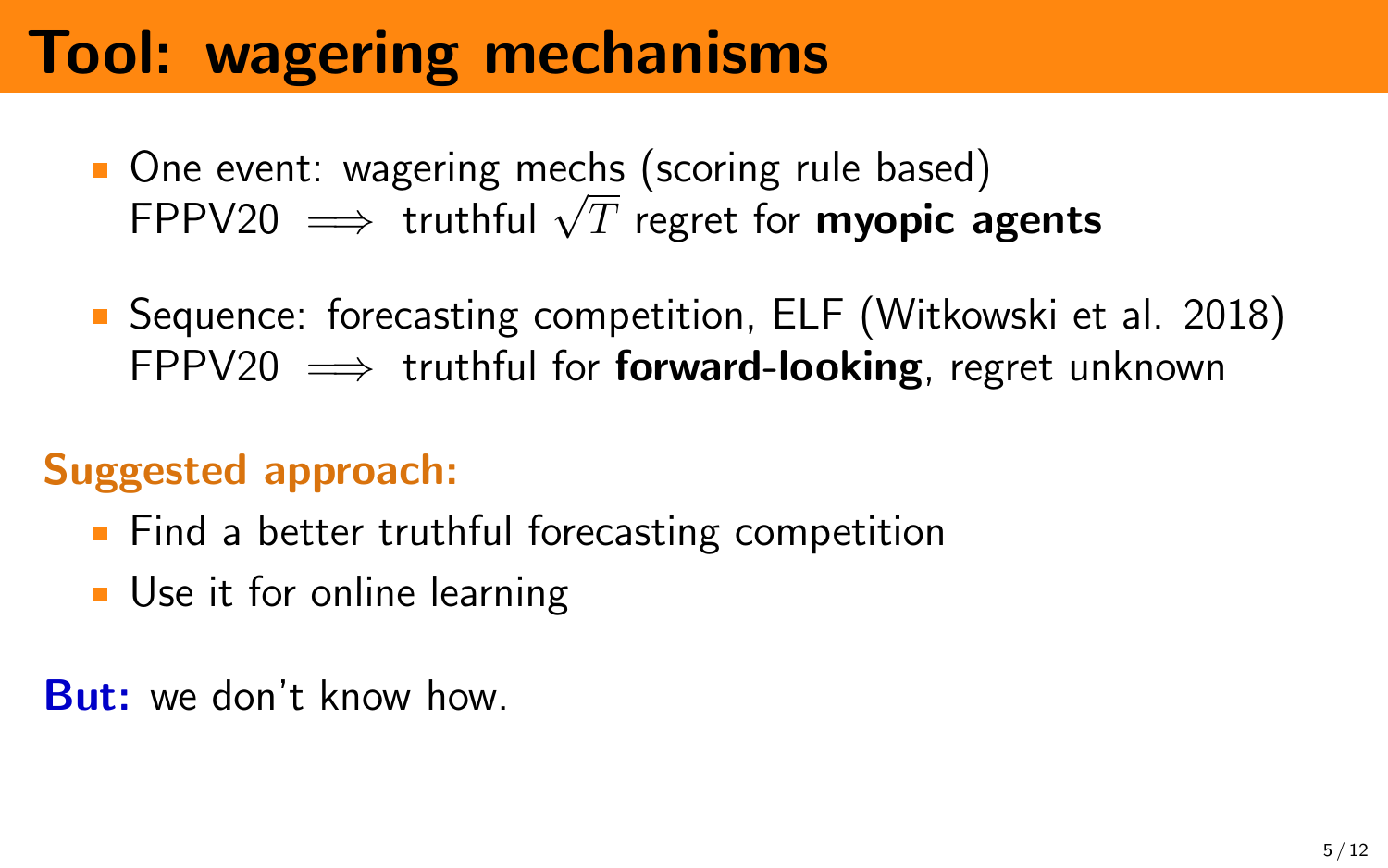# Tool: wagering mechanisms

- One event: wagering mechs (scoring rule based)
  FPPV20 $\implies$ truthful $\sqrt{T}$ regret for **myopic agents**
- Sequence: forecasting competition, ELF (Witkowski et al. 2018)
  FPPV20 $\implies$ truthful for **forward-looking**, regret unknown

**Suggested approach:**

- Find a better truthful forecasting competition
- Use it for online learning

**But:** we don't know how.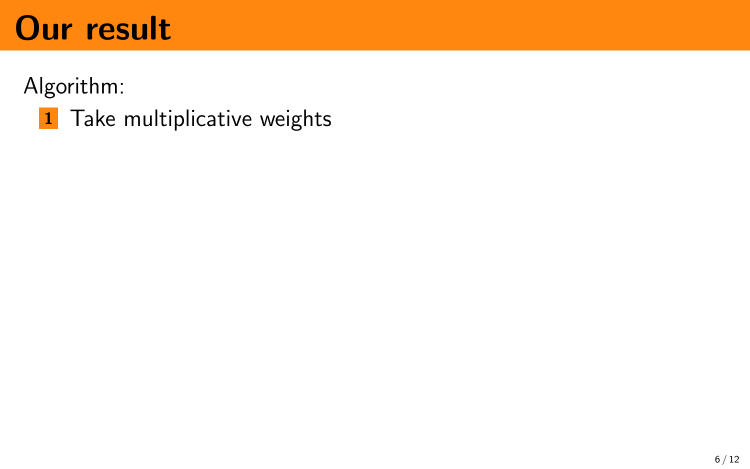# Our result

Algorithm:

1. Take multiplicative weights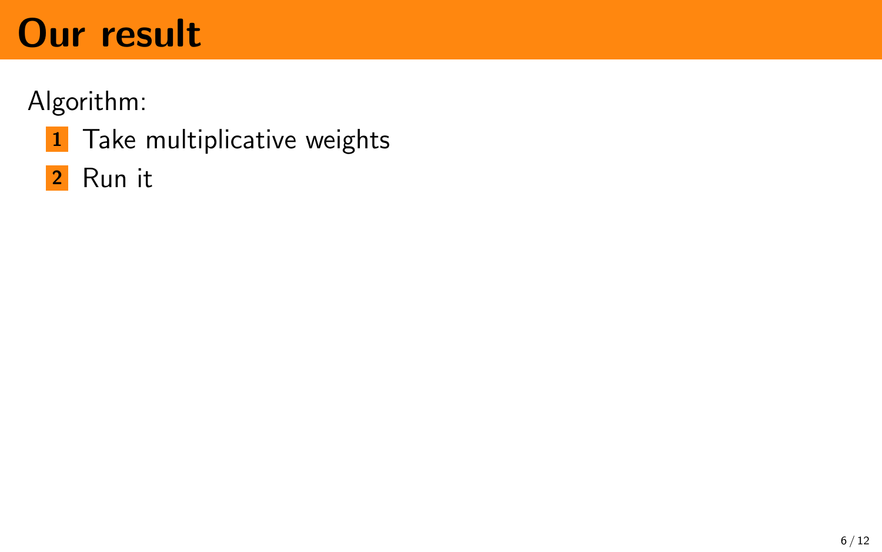# Our result

Algorithm:

1. Take multiplicative weights
2. Run it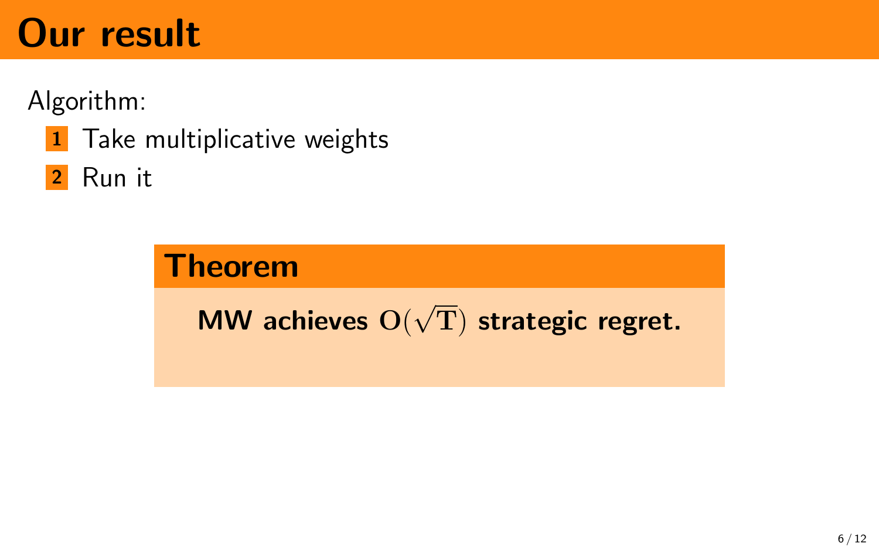# Our result

Algorithm:

1. Take multiplicative weights
2. Run it

**Theorem**

**MW achieves $O(\sqrt{T})$ strategic regret.**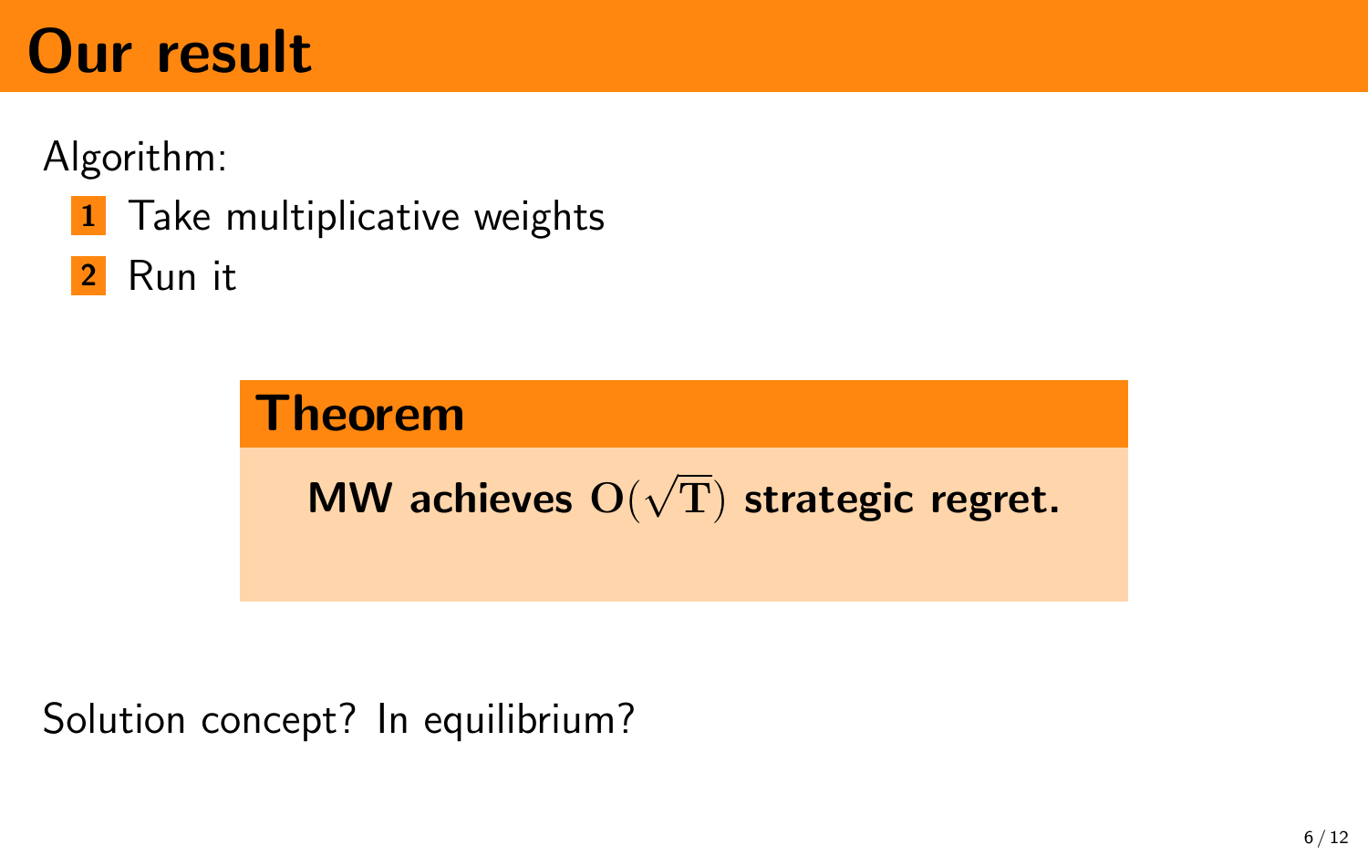# Our result

Algorithm:

1. Take multiplicative weights
2. Run it

**Theorem**

**MW achieves $\mathrm{O}(\sqrt{\mathrm{T}})$ strategic regret.**

Solution concept? In equilibrium?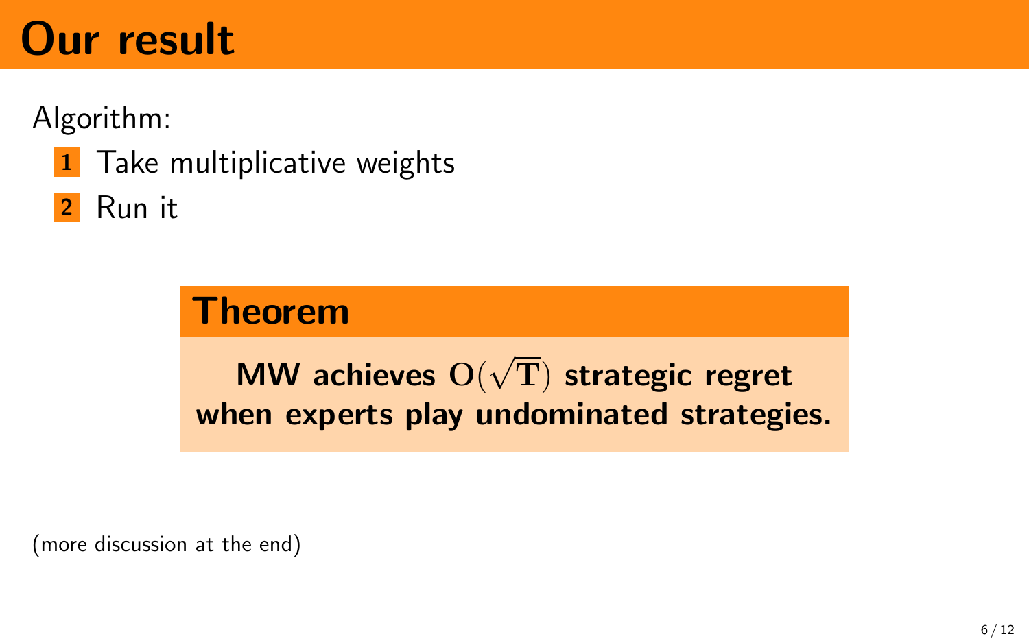# Our result

Algorithm:

1. Take multiplicative weights
2. Run it

**Theorem**

**MW achieves $O(\sqrt{T})$ strategic regret when experts play undominated strategies.**

(more discussion at the end)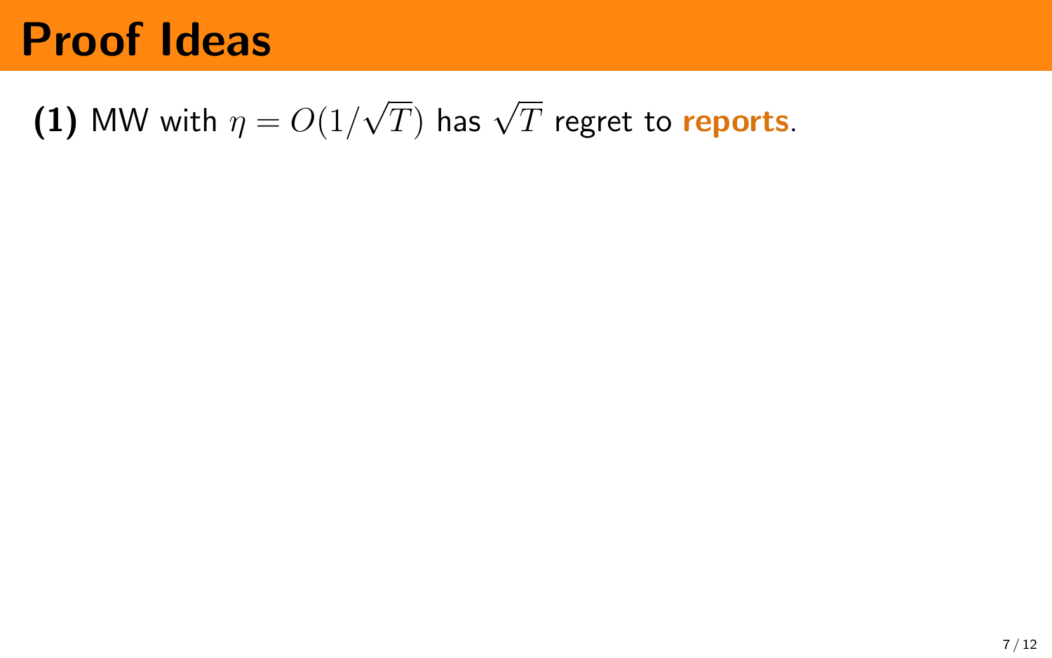# Proof Ideas

**(1)** MW with $\eta = O(1/\sqrt{T})$ has $\sqrt{T}$ regret to **reports**.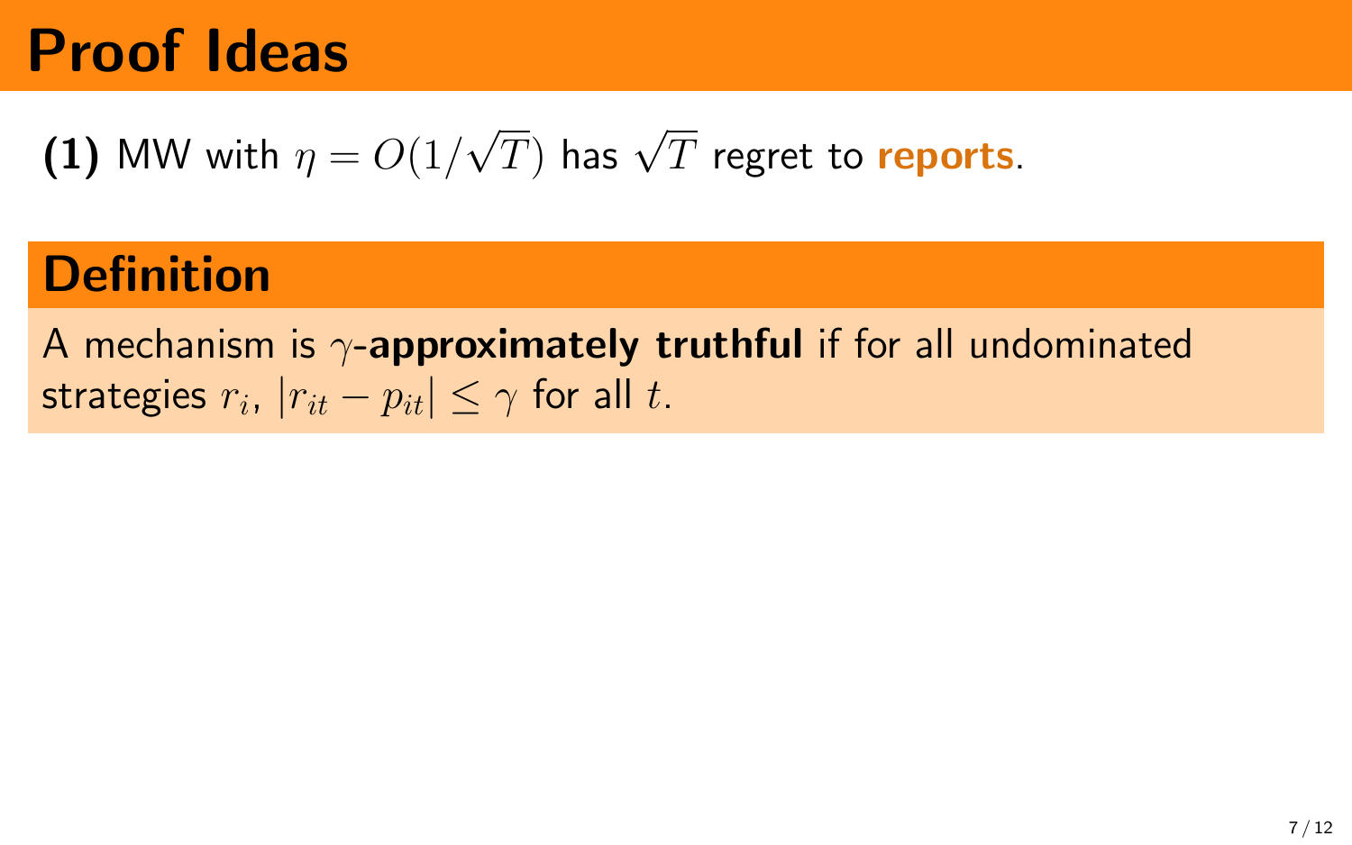# Proof Ideas

**(1)** MW with $\eta = O(1/\sqrt{T})$ has $\sqrt{T}$ regret to **reports**.

## Definition

A mechanism is $\gamma$-**approximately truthful** if for all undominated strategies $r_i$, $|r_{it} - p_{it}| \leq \gamma$ for all $t$.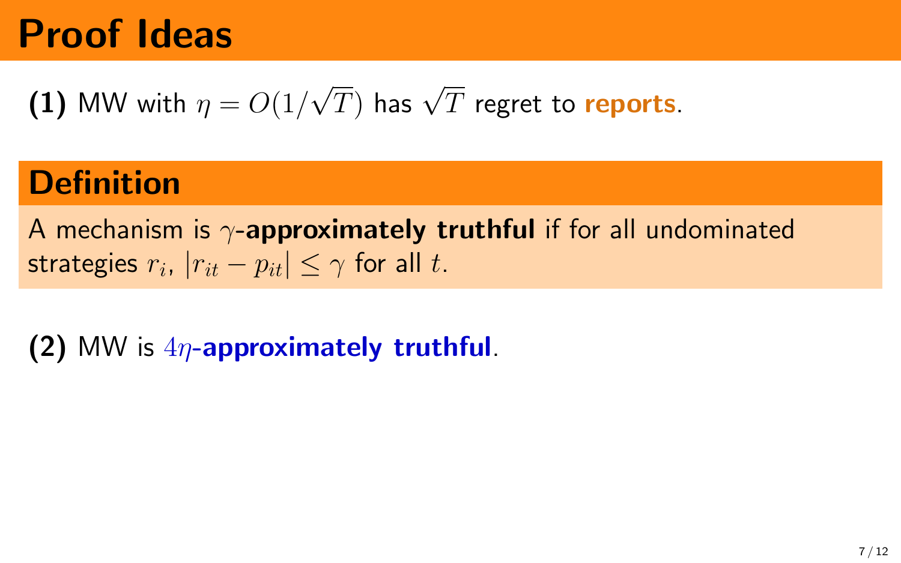# Proof Ideas

**(1)** MW with $\eta = O(1/\sqrt{T})$ has $\sqrt{T}$ regret to **reports**.

## Definition

A mechanism is $\gamma$-**approximately truthful** if for all undominated strategies $r_i$, $|r_{it} - p_{it}| \leq \gamma$ for all $t$.

**(2)** MW is $4\eta$-**approximately truthful**.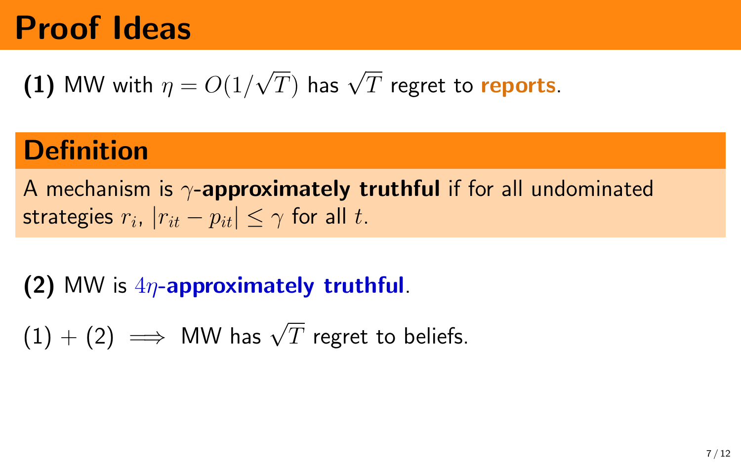# Proof Ideas

**(1)** MW with $\eta = O(1/\sqrt{T})$ has $\sqrt{T}$ regret to **reports**.

## Definition

A mechanism is $\gamma$-**approximately truthful** if for all undominated strategies $r_i$, $|r_{it} - p_{it}| \leq \gamma$ for all $t$.

**(2)** MW is $4\eta$-**approximately truthful**.

(1) + (2) $\implies$ MW has $\sqrt{T}$ regret to beliefs.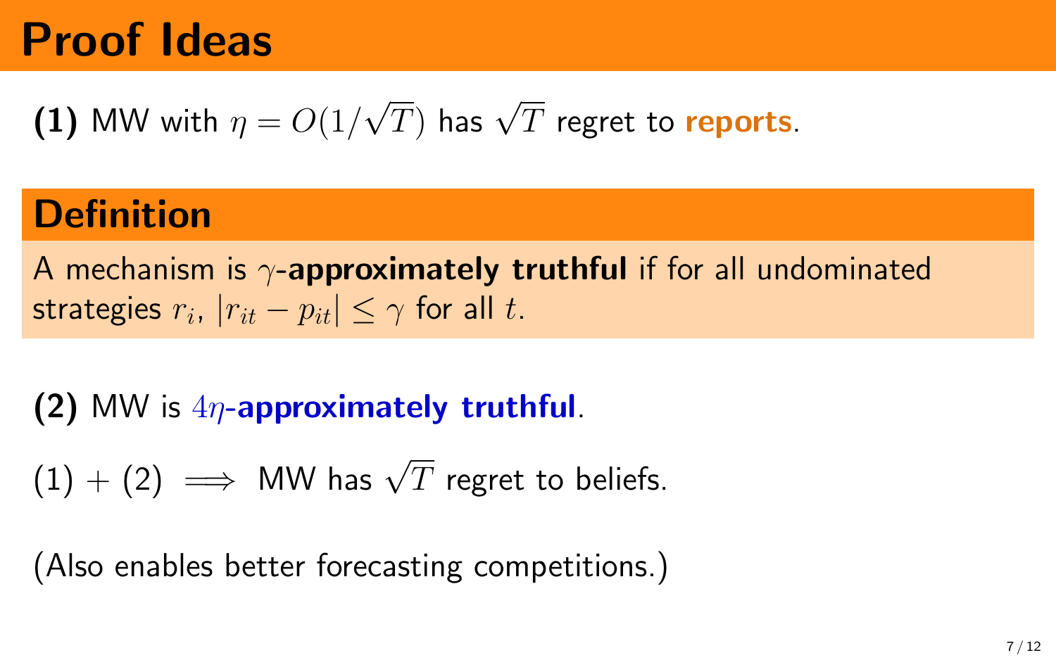# Proof Ideas

**(1)** MW with $\eta = O(1/\sqrt{T})$ has $\sqrt{T}$ regret to **reports**.

## Definition

A mechanism is $\gamma$-**approximately truthful** if for all undominated strategies $r_i$, $|r_{it} - p_{it}| \leq \gamma$ for all $t$.

**(2)** MW is $4\eta$-**approximately truthful**.

(1) + (2) $\implies$ MW has $\sqrt{T}$ regret to beliefs.

(Also enables better forecasting competitions.)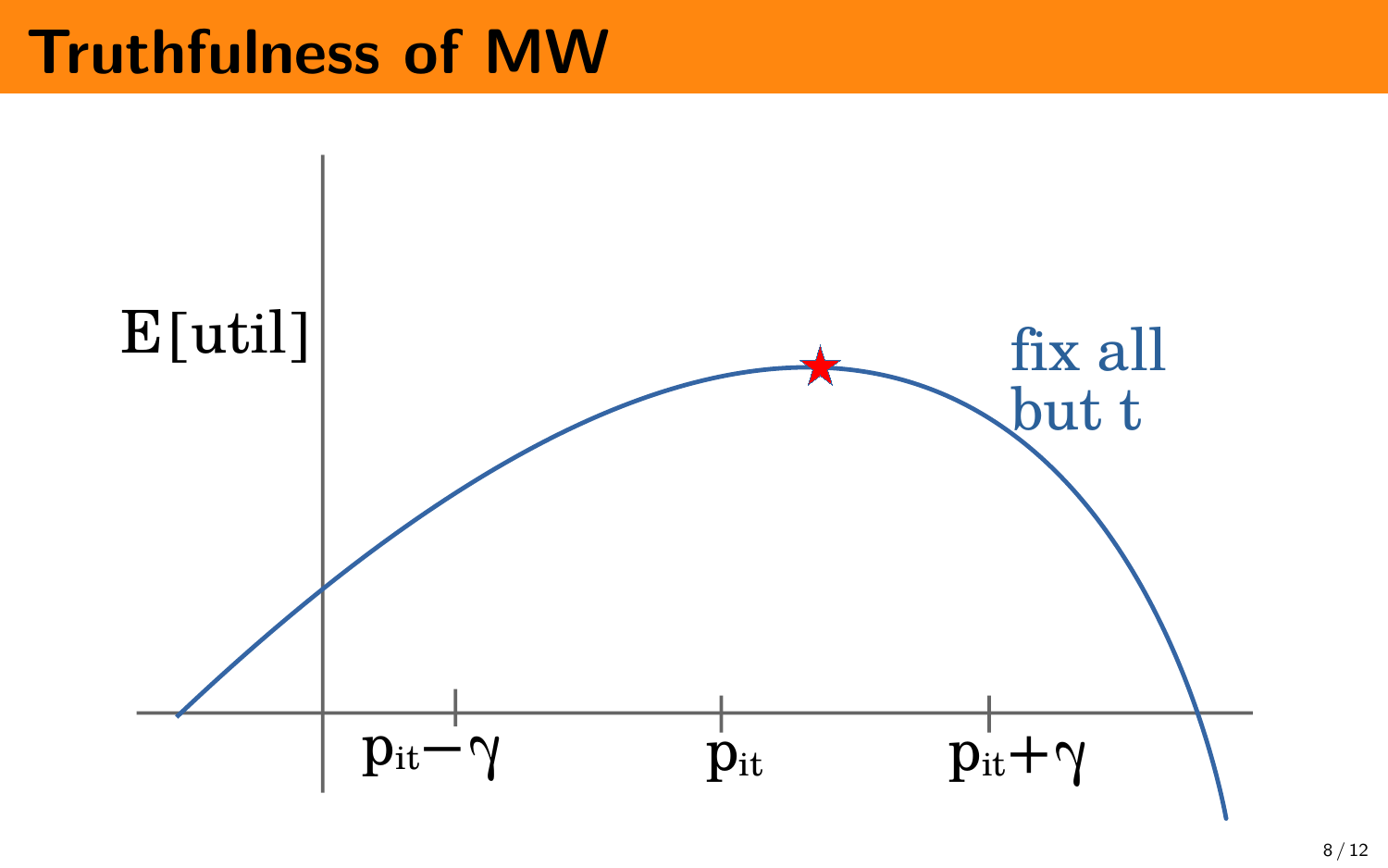# Truthfulness of MW

E[util]

fix all but t

$p_{it} - \gamma$ $p_{it}$ $p_{it} + \gamma$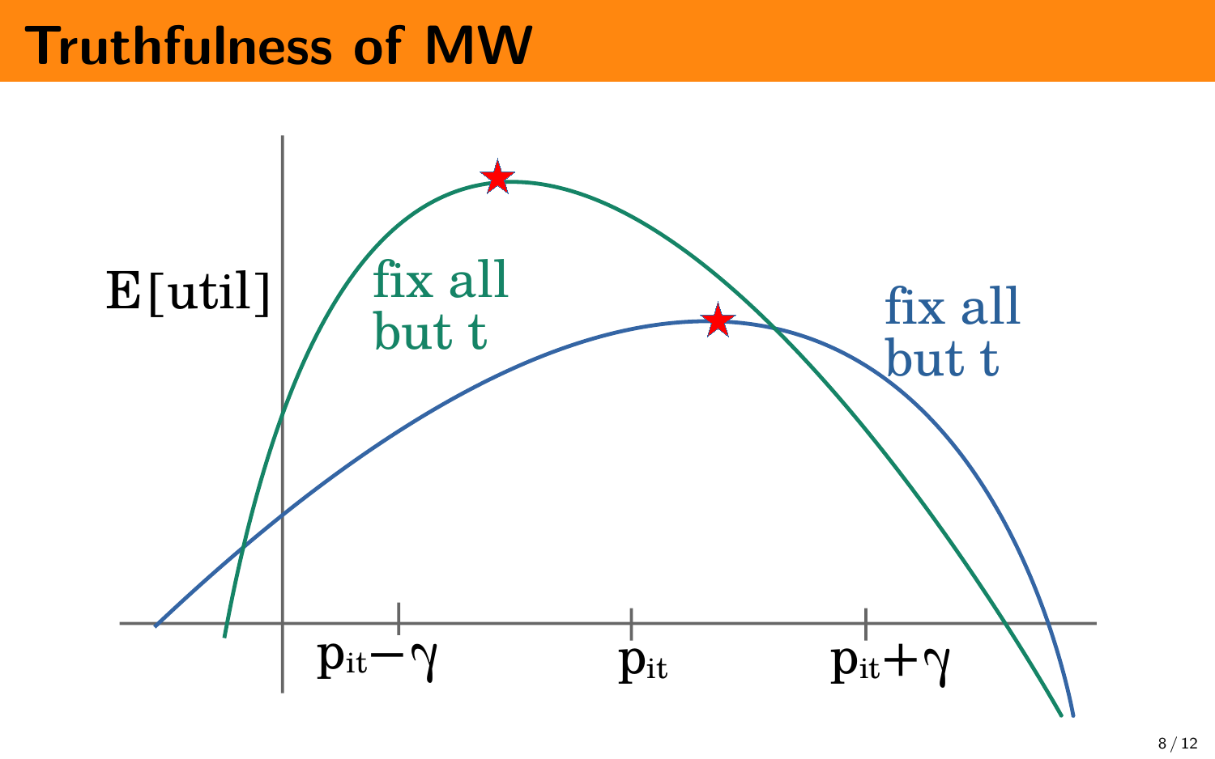# Truthfulness of MW

E[util]

fix all but t

fix all but t

$p_{it} - \gamma$

$p_{it}$

$p_{it} + \gamma$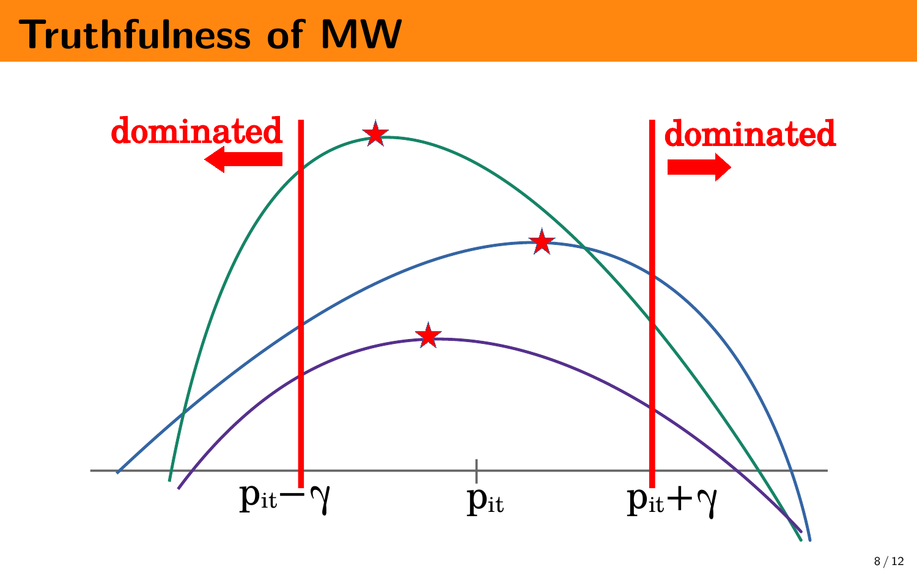# Truthfulness of MW

dominated

dominated

$p_{it} - \gamma$ $p_{it}$ $p_{it} + \gamma$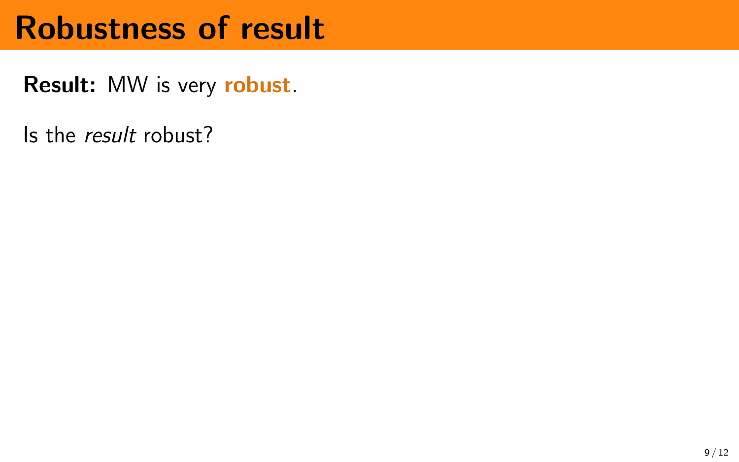# Robustness of result

**Result:** MW is very **robust**.

Is the *result* robust?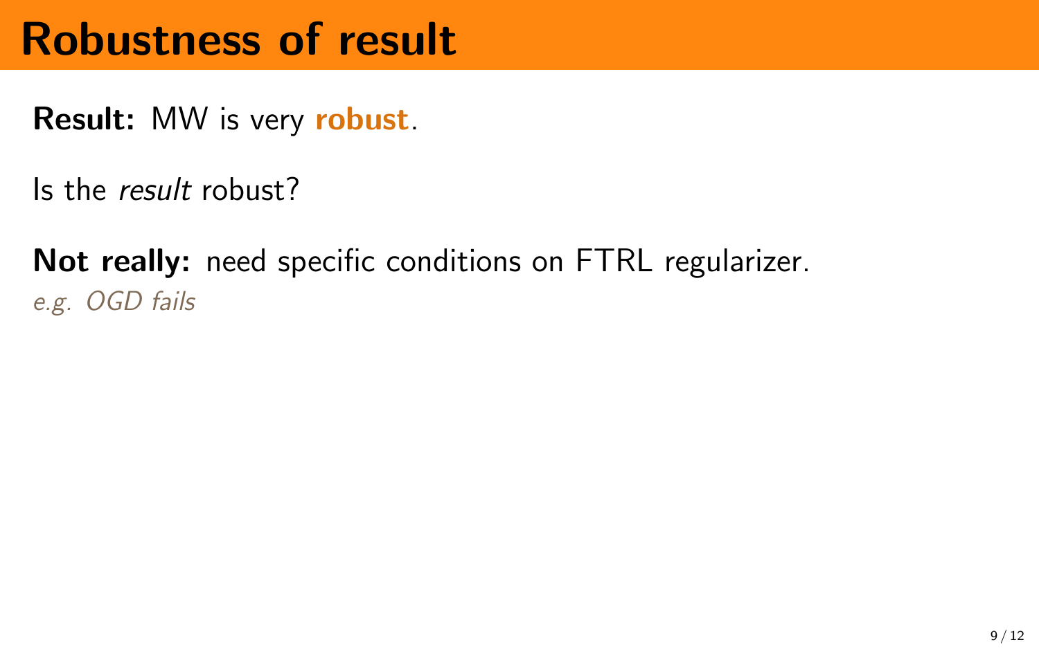# Robustness of result

**Result:** MW is very **robust**.

Is the *result* robust?

**Not really:** need specific conditions on FTRL regularizer.
*e.g. OGD fails*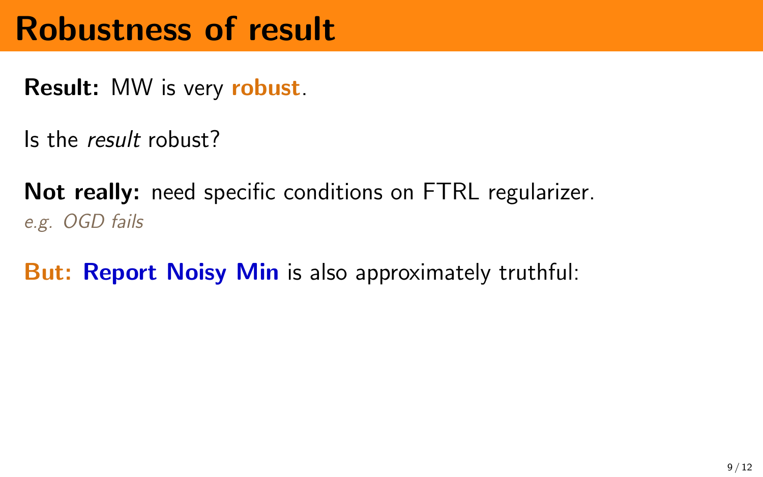# Robustness of result

**Result:** MW is very **robust**.

Is the *result* robust?

**Not really:** need specific conditions on FTRL regularizer.
*e.g. OGD fails*

**But: Report Noisy Min** is also approximately truthful: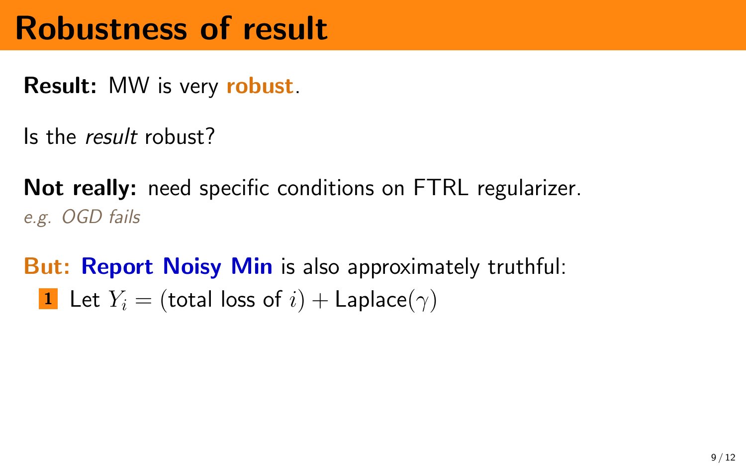# Robustness of result

**Result:** MW is very **robust**.

Is the *result* robust?

**Not really:** need specific conditions on FTRL regularizer.
*e.g. OGD fails*

**But:** **Report Noisy Min** is also approximately truthful:

1. Let $Y_i = (\text{total loss of } i) + \text{Laplace}(\gamma)$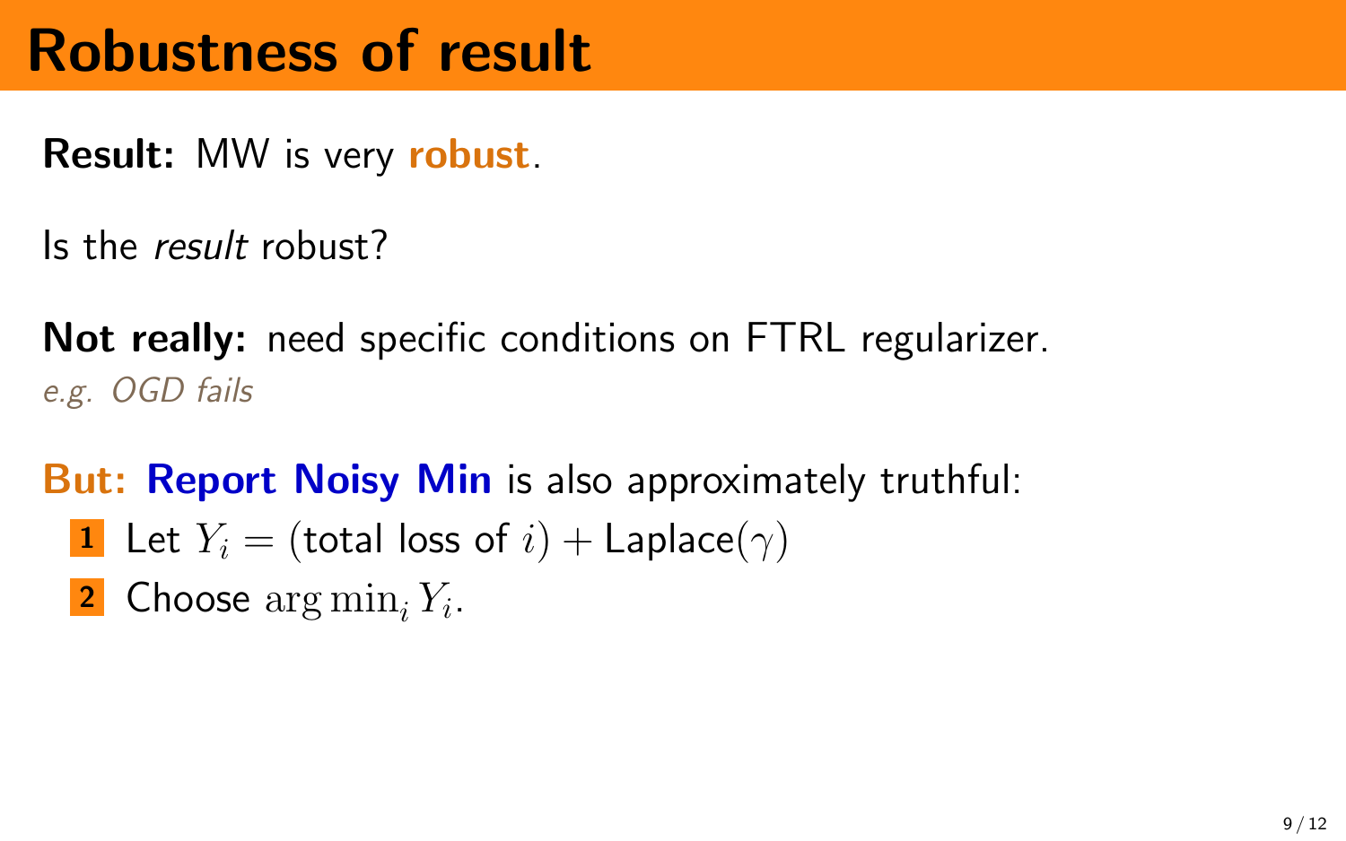# Robustness of result

**Result:** MW is very **robust**.

Is the *result* robust?

**Not really:** need specific conditions on FTRL regularizer.
*e.g. OGD fails*

**But: Report Noisy Min** is also approximately truthful:

1. Let $Y_i = (\text{total loss of } i) + \text{Laplace}(\gamma)$
2. Choose $\arg\min_i Y_i$.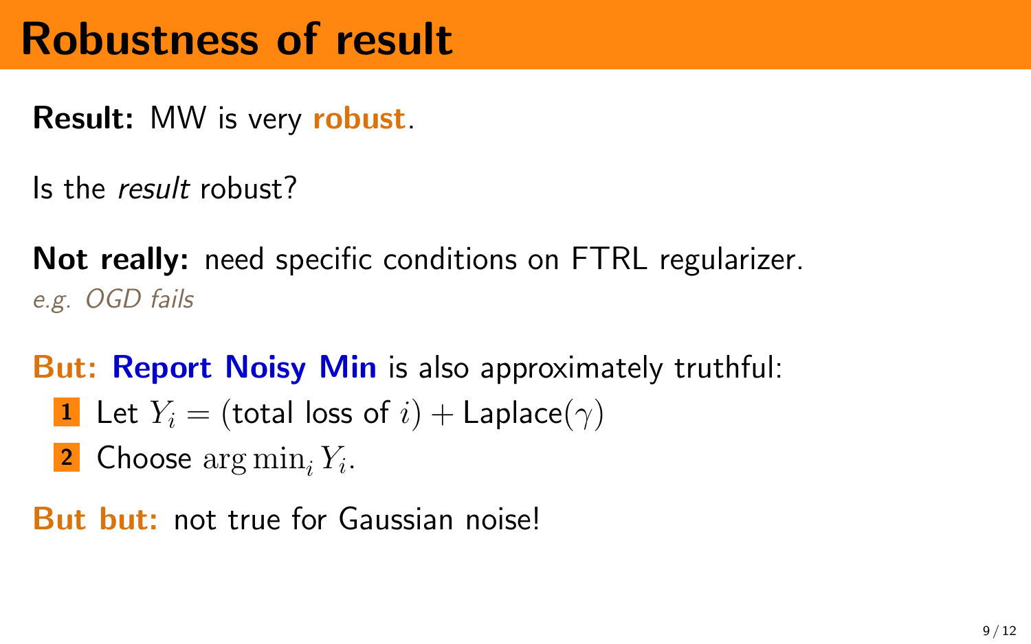# Robustness of result

**Result:** MW is very **robust**.

Is the *result* robust?

**Not really:** need specific conditions on FTRL regularizer.
*e.g. OGD fails*

**But:** **Report Noisy Min** is also approximately truthful:

1. Let $Y_i = (\text{total loss of } i) + \text{Laplace}(\gamma)$
2. Choose $\arg\min_i Y_i$.

**But but:** not true for Gaussian noise!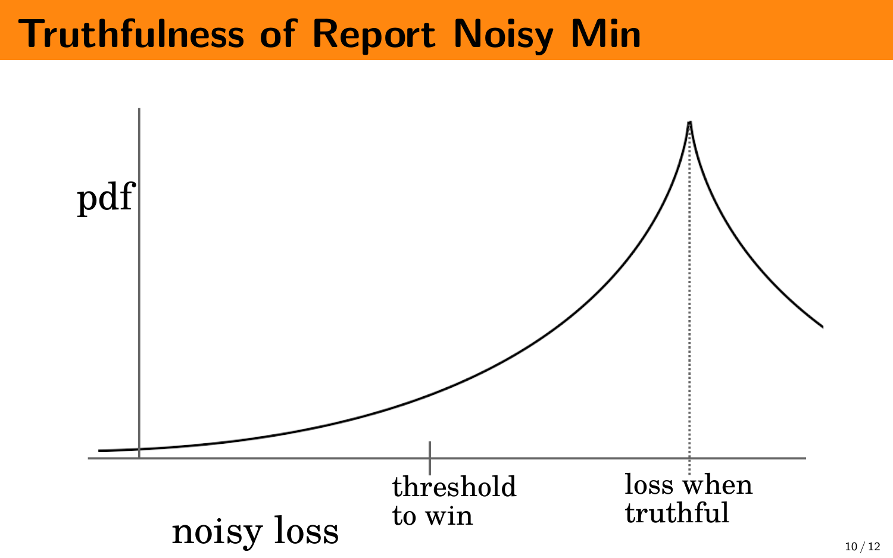# Truthfulness of Report Noisy Min

pdf

threshold to win

loss when truthful

noisy loss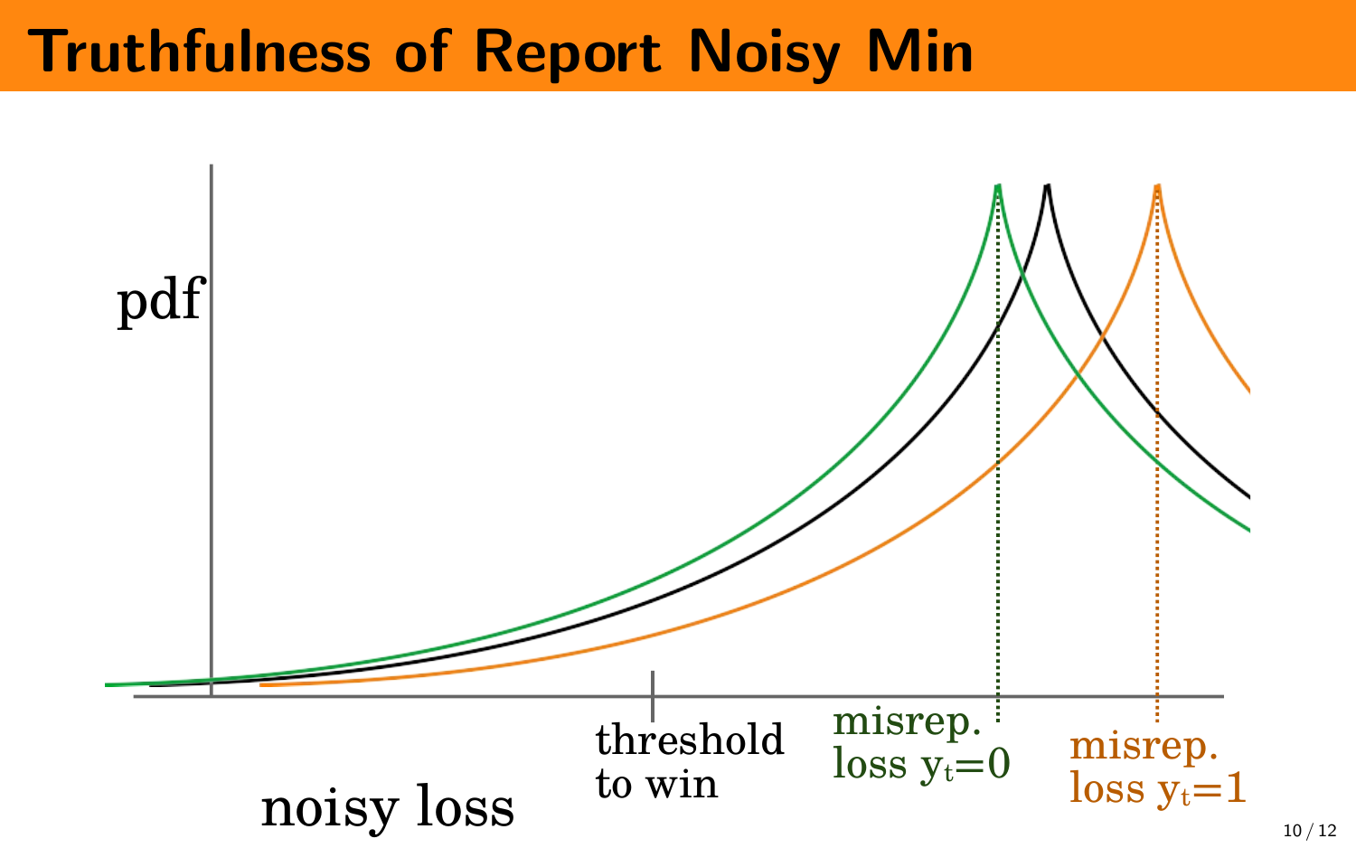# Truthfulness of Report Noisy Min

pdf

threshold to win

misrep. loss $y_t$=0

misrep. loss $y_t$=1

noisy loss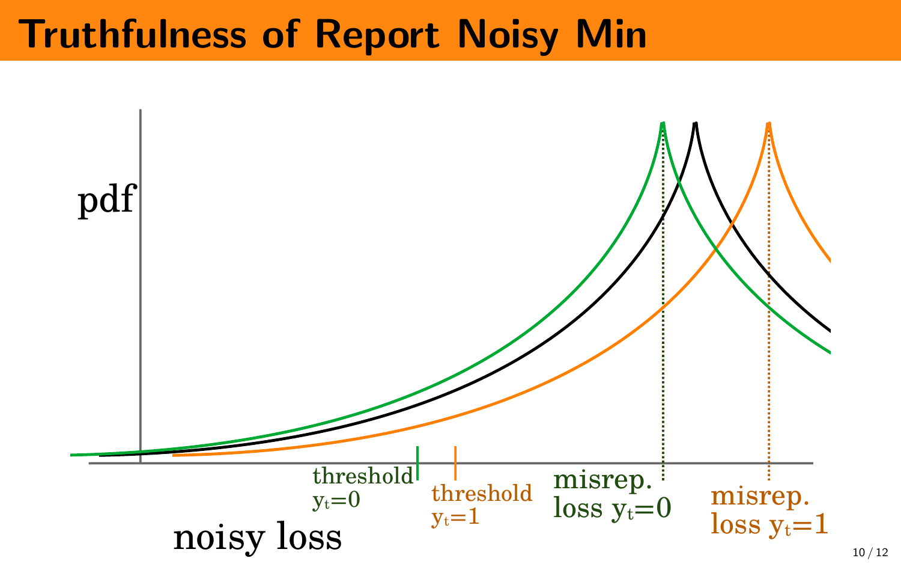# Truthfulness of Report Noisy Min

pdf

threshold $y_t$=0

threshold $y_t$=1

misrep. loss $y_t$=0

misrep. loss $y_t$=1

noisy loss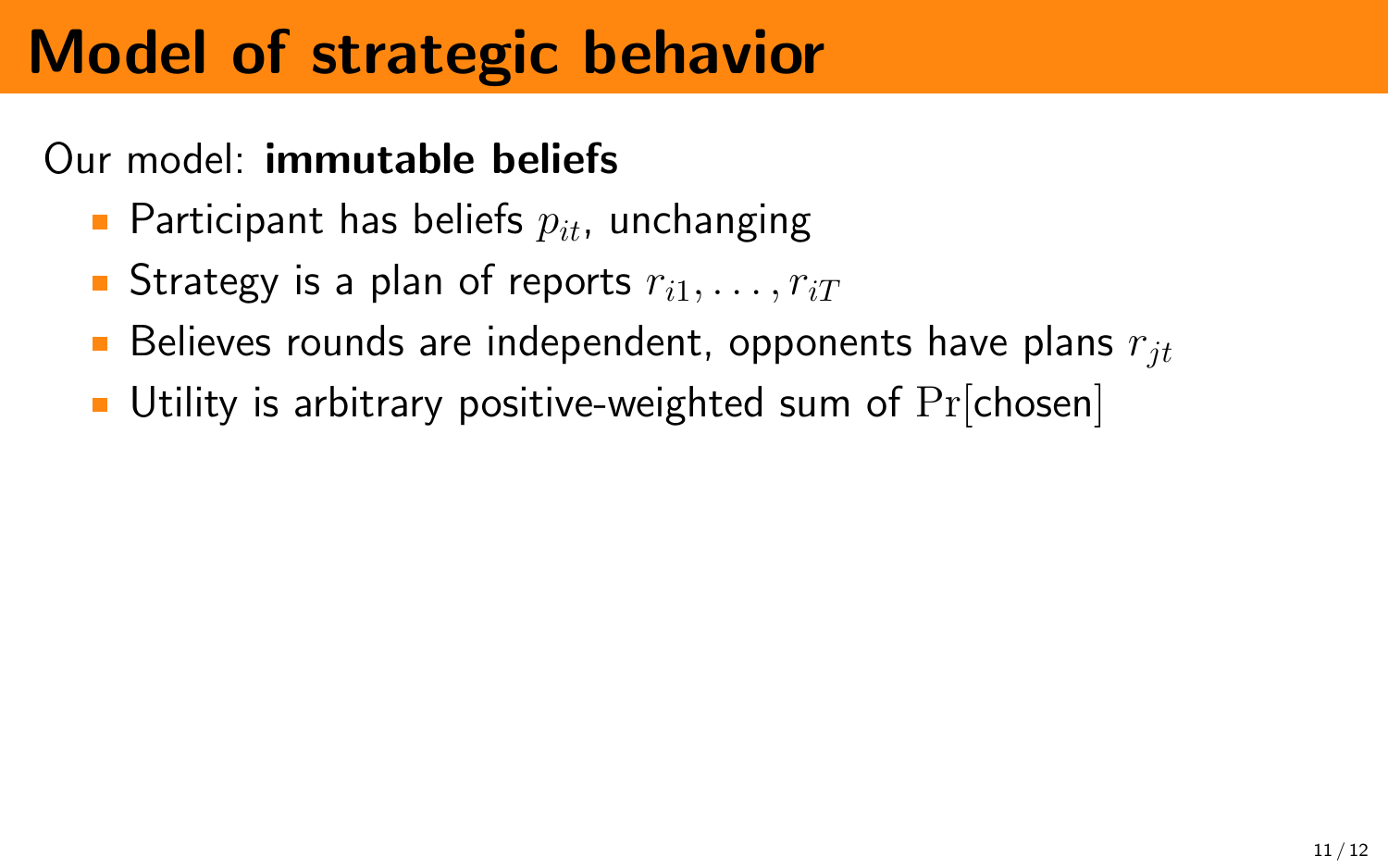# Model of strategic behavior

Our model: **immutable beliefs**

- Participant has beliefs $p_{it}$, unchanging
- Strategy is a plan of reports $r_{i1}, \ldots, r_{iT}$
- Believes rounds are independent, opponents have plans $r_{jt}$
- Utility is arbitrary positive-weighted sum of $\Pr[\text{chosen}]$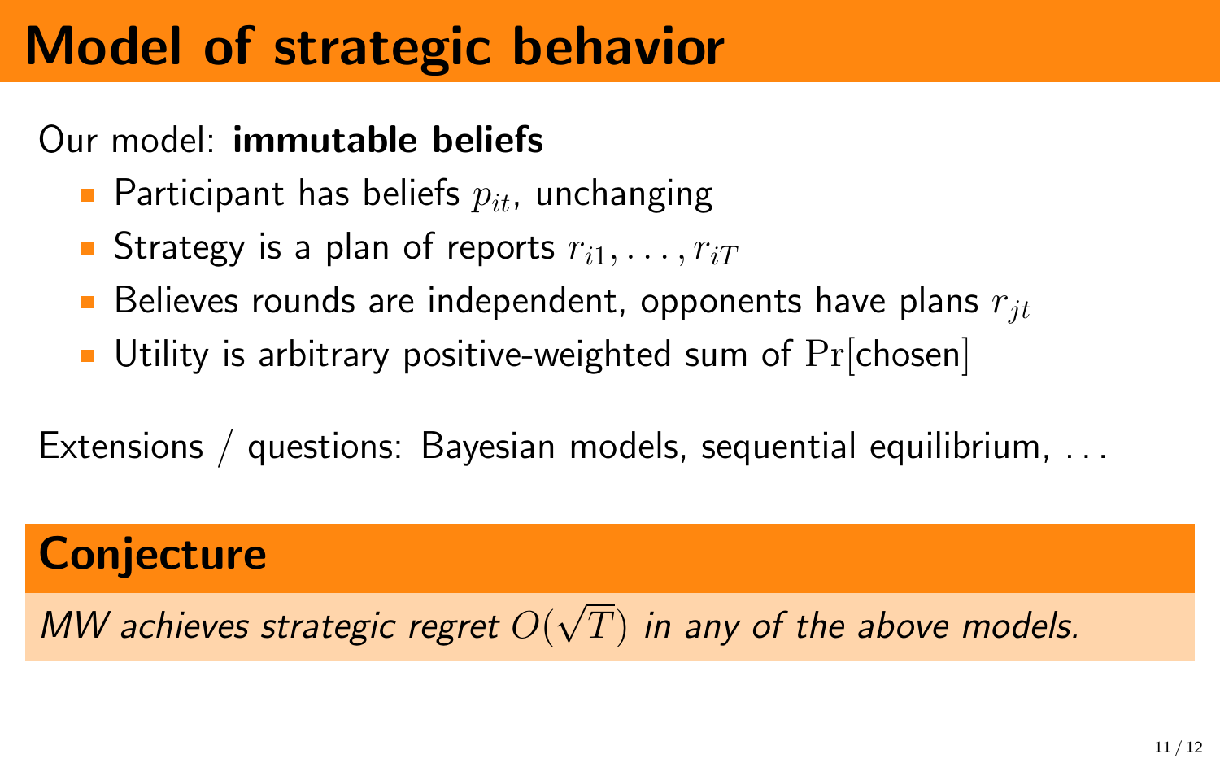# Model of strategic behavior

Our model: **immutable beliefs**

- Participant has beliefs $p_{it}$, unchanging
- Strategy is a plan of reports $r_{i1}, \ldots, r_{iT}$
- Believes rounds are independent, opponents have plans $r_{jt}$
- Utility is arbitrary positive-weighted sum of $\Pr[\text{chosen}]$

Extensions / questions: Bayesian models, sequential equilibrium, ...

## Conjecture

*MW achieves strategic regret $O(\sqrt{T})$ in any of the above models.*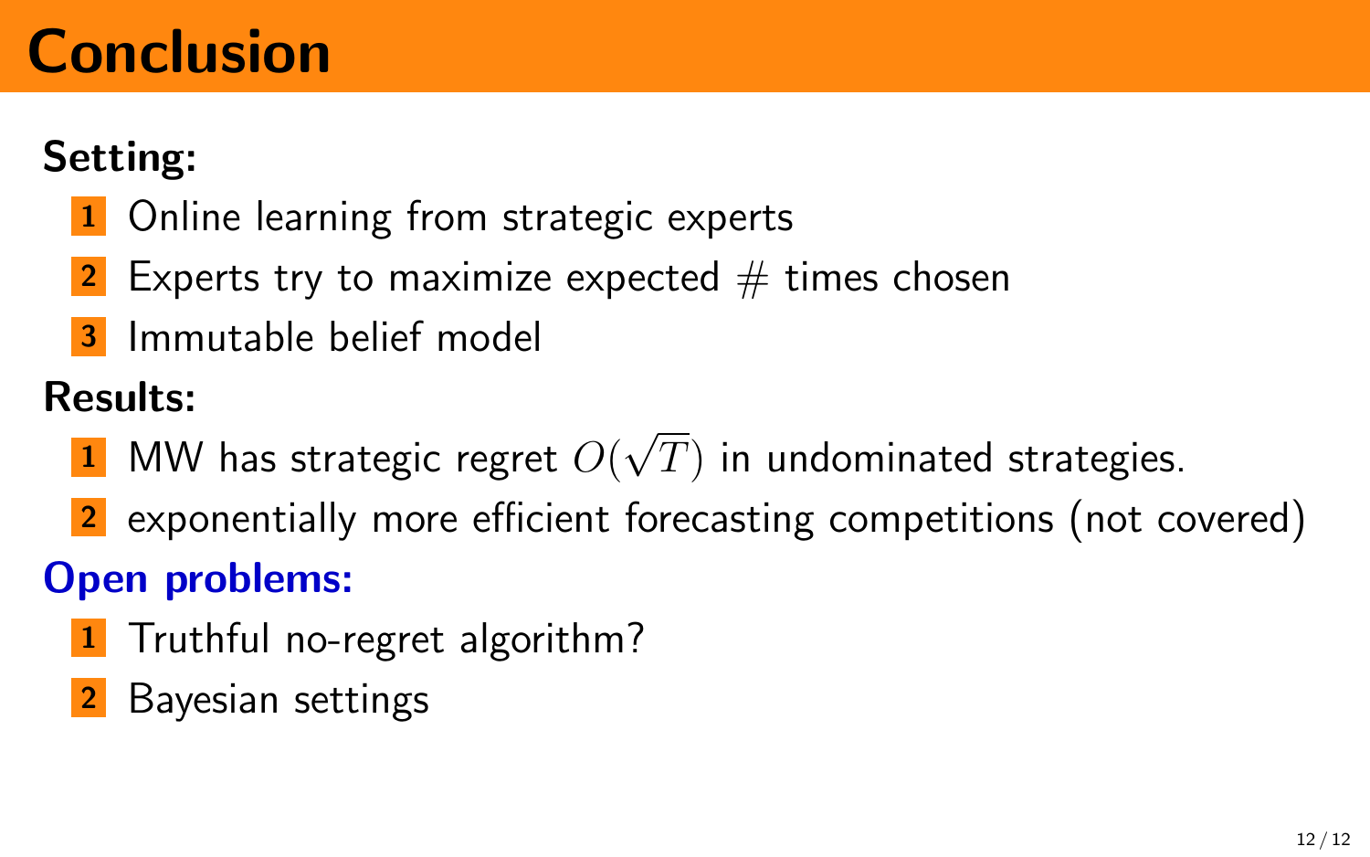# Conclusion

**Setting:**

1. Online learning from strategic experts
2. Experts try to maximize expected # times chosen
3. Immutable belief model

**Results:**

1. MW has strategic regret $O(\sqrt{T})$ in undominated strategies.
2. exponentially more efficient forecasting competitions (not covered)

**Open problems:**

1. Truthful no-regret algorithm?
2. Bayesian settings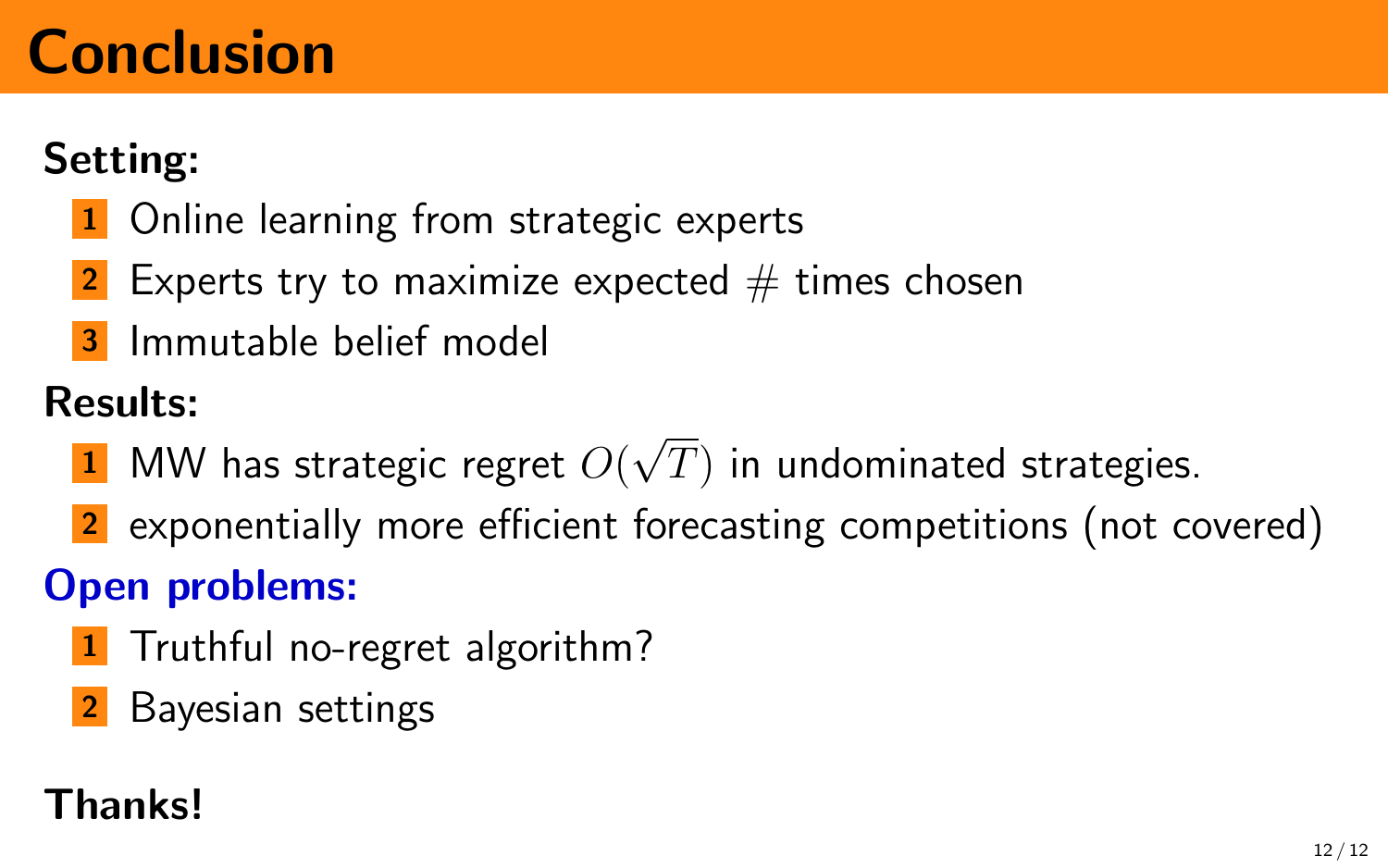# Conclusion

**Setting:**

1. Online learning from strategic experts
2. Experts try to maximize expected # times chosen
3. Immutable belief model

**Results:**

1. MW has strategic regret $O(\sqrt{T})$ in undominated strategies.
2. exponentially more efficient forecasting competitions (not covered)

**Open problems:**

1. Truthful no-regret algorithm?
2. Bayesian settings

**Thanks!**